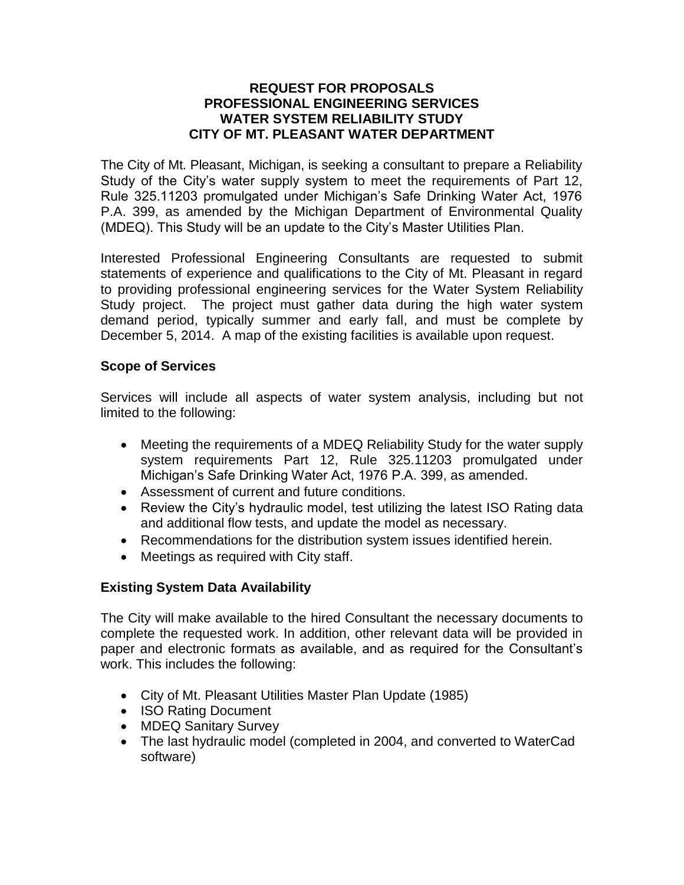# REQUEST FOR PROPOSALS
# PROFESSIONAL ENGINEERING SERVICES
# WATER SYSTEM RELIABILITY STUDY
# CITY OF MT. PLEASANT WATER DEPARTMENT

The City of Mt. Pleasant, Michigan, is seeking a consultant to prepare a Reliability Study of the City's water supply system to meet the requirements of Part 12, Rule 325.11203 promulgated under Michigan's Safe Drinking Water Act, 1976 P.A. 399, as amended by the Michigan Department of Environmental Quality (MDEQ). This Study will be an update to the City's Master Utilities Plan.

Interested Professional Engineering Consultants are requested to submit statements of experience and qualifications to the City of Mt. Pleasant in regard to providing professional engineering services for the Water System Reliability Study project. The project must gather data during the high water system demand period, typically summer and early fall, and must be complete by December 5, 2014. A map of the existing facilities is available upon request.

## Scope of Services

Services will include all aspects of water system analysis, including but not limited to the following:

- Meeting the requirements of a MDEQ Reliability Study for the water supply system requirements Part 12, Rule 325.11203 promulgated under Michigan's Safe Drinking Water Act, 1976 P.A. 399, as amended.
- Assessment of current and future conditions.
- Review the City's hydraulic model, test utilizing the latest ISO Rating data and additional flow tests, and update the model as necessary.
- Recommendations for the distribution system issues identified herein.
- Meetings as required with City staff.

## Existing System Data Availability

The City will make available to the hired Consultant the necessary documents to complete the requested work. In addition, other relevant data will be provided in paper and electronic formats as available, and as required for the Consultant's work. This includes the following:

- City of Mt. Pleasant Utilities Master Plan Update (1985)
- ISO Rating Document
- MDEQ Sanitary Survey
- The last hydraulic model (completed in 2004, and converted to WaterCad software)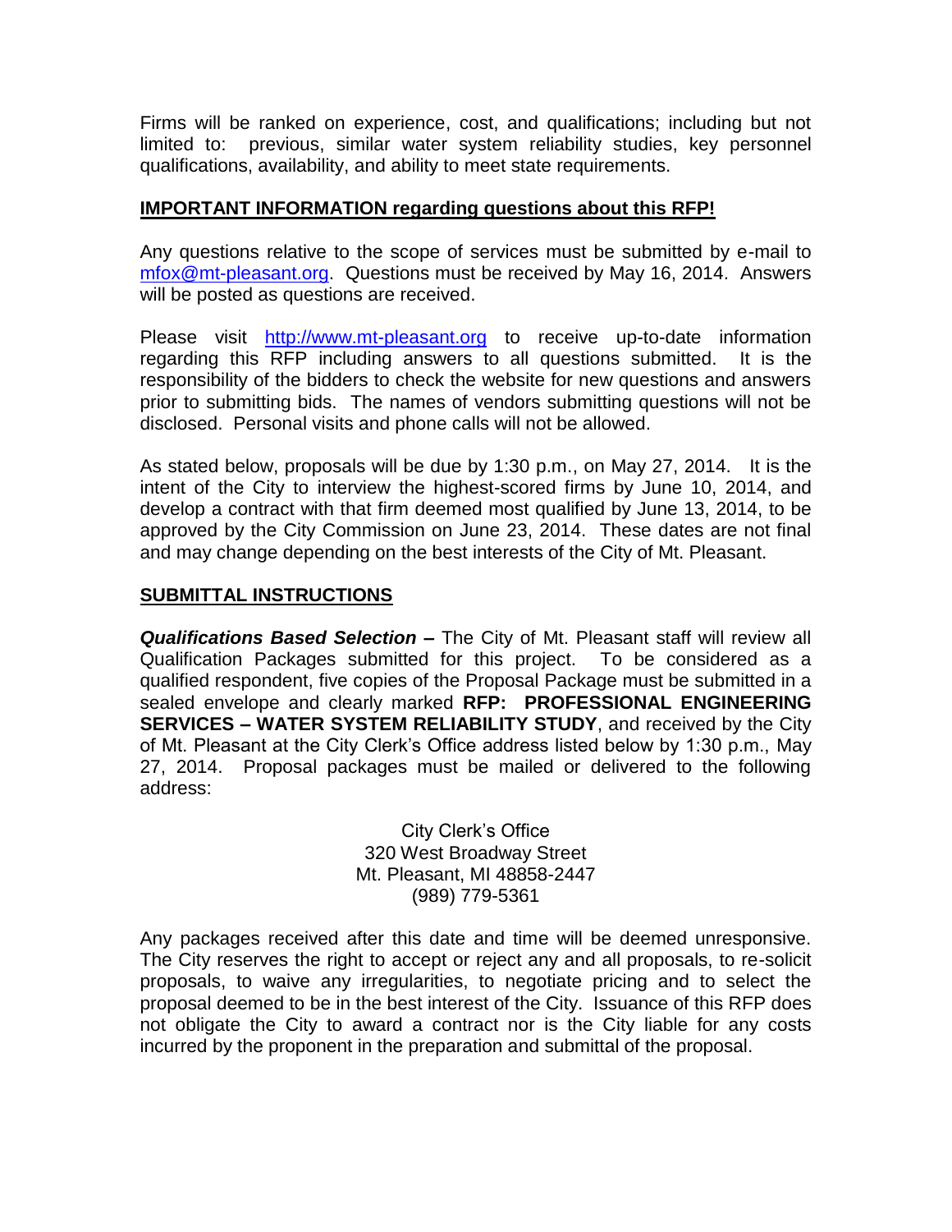Firms will be ranked on experience, cost, and qualifications; including but not limited to: previous, similar water system reliability studies, key personnel qualifications, availability, and ability to meet state requirements.

**IMPORTANT INFORMATION regarding questions about this RFP!**

Any questions relative to the scope of services must be submitted by e-mail to mfox@mt-pleasant.org. Questions must be received by May 16, 2014. Answers will be posted as questions are received.

Please visit http://www.mt-pleasant.org to receive up-to-date information regarding this RFP including answers to all questions submitted. It is the responsibility of the bidders to check the website for new questions and answers prior to submitting bids. The names of vendors submitting questions will not be disclosed. Personal visits and phone calls will not be allowed.

As stated below, proposals will be due by 1:30 p.m., on May 27, 2014. It is the intent of the City to interview the highest-scored firms by June 10, 2014, and develop a contract with that firm deemed most qualified by June 13, 2014, to be approved by the City Commission on June 23, 2014. These dates are not final and may change depending on the best interests of the City of Mt. Pleasant.

**SUBMITTAL INSTRUCTIONS**

***Qualifications Based Selection*** **–** The City of Mt. Pleasant staff will review all Qualification Packages submitted for this project. To be considered as a qualified respondent, five copies of the Proposal Package must be submitted in a sealed envelope and clearly marked **RFP: PROFESSIONAL ENGINEERING SERVICES – WATER SYSTEM RELIABILITY STUDY**, and received by the City of Mt. Pleasant at the City Clerk's Office address listed below by 1:30 p.m., May 27, 2014. Proposal packages must be mailed or delivered to the following address:

City Clerk's Office
320 West Broadway Street
Mt. Pleasant, MI 48858-2447
(989) 779-5361

Any packages received after this date and time will be deemed unresponsive. The City reserves the right to accept or reject any and all proposals, to re-solicit proposals, to waive any irregularities, to negotiate pricing and to select the proposal deemed to be in the best interest of the City. Issuance of this RFP does not obligate the City to award a contract nor is the City liable for any costs incurred by the proponent in the preparation and submittal of the proposal.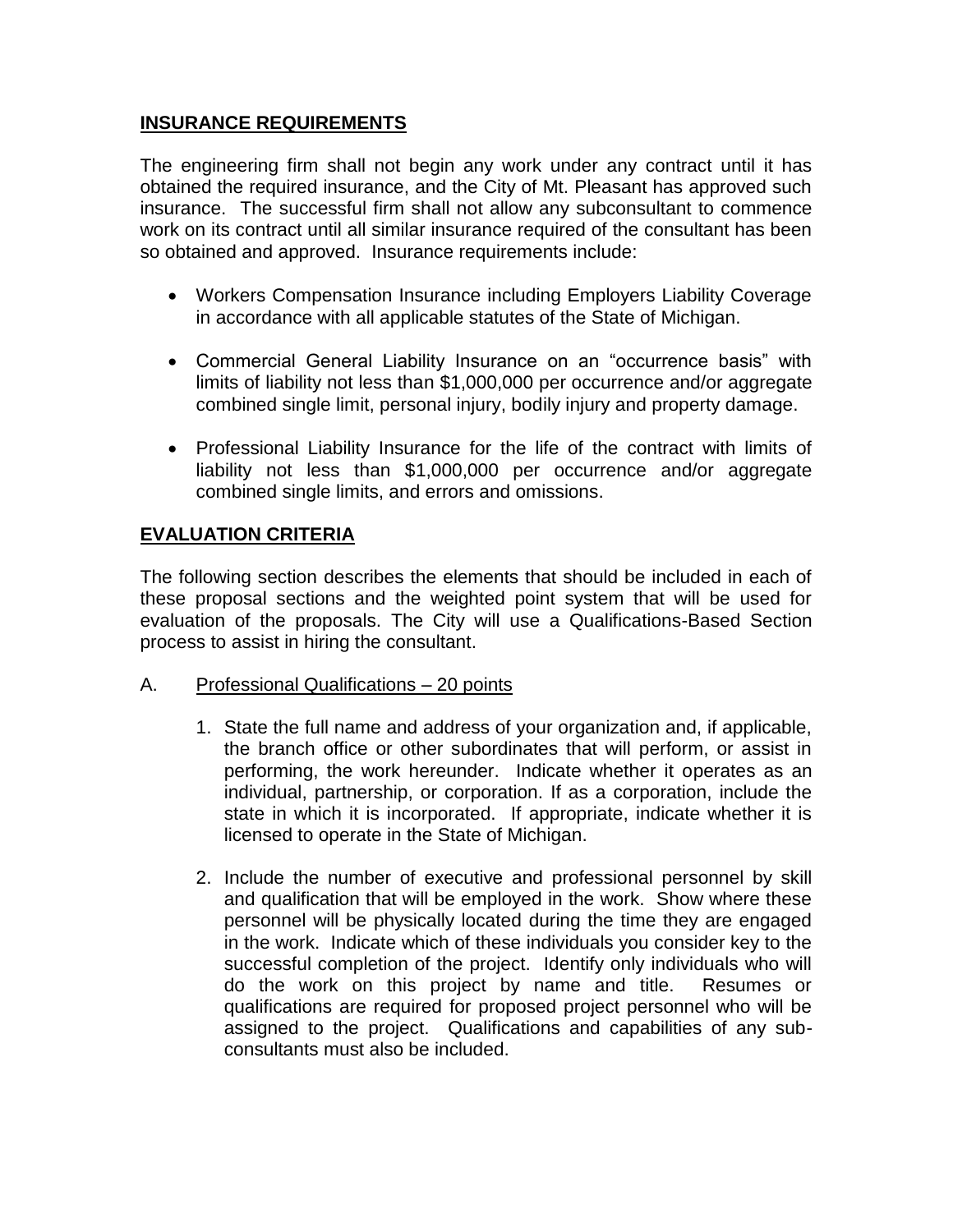## INSURANCE REQUIREMENTS

The engineering firm shall not begin any work under any contract until it has obtained the required insurance, and the City of Mt. Pleasant has approved such insurance. The successful firm shall not allow any subconsultant to commence work on its contract until all similar insurance required of the consultant has been so obtained and approved. Insurance requirements include:

- Workers Compensation Insurance including Employers Liability Coverage in accordance with all applicable statutes of the State of Michigan.
- Commercial General Liability Insurance on an "occurrence basis" with limits of liability not less than $1,000,000 per occurrence and/or aggregate combined single limit, personal injury, bodily injury and property damage.
- Professional Liability Insurance for the life of the contract with limits of liability not less than $1,000,000 per occurrence and/or aggregate combined single limits, and errors and omissions.

## EVALUATION CRITERIA

The following section describes the elements that should be included in each of these proposal sections and the weighted point system that will be used for evaluation of the proposals. The City will use a Qualifications-Based Section process to assist in hiring the consultant.

A. Professional Qualifications – 20 points

1. State the full name and address of your organization and, if applicable, the branch office or other subordinates that will perform, or assist in performing, the work hereunder. Indicate whether it operates as an individual, partnership, or corporation. If as a corporation, include the state in which it is incorporated. If appropriate, indicate whether it is licensed to operate in the State of Michigan.
2. Include the number of executive and professional personnel by skill and qualification that will be employed in the work. Show where these personnel will be physically located during the time they are engaged in the work. Indicate which of these individuals you consider key to the successful completion of the project. Identify only individuals who will do the work on this project by name and title. Resumes or qualifications are required for proposed project personnel who will be assigned to the project. Qualifications and capabilities of any sub-consultants must also be included.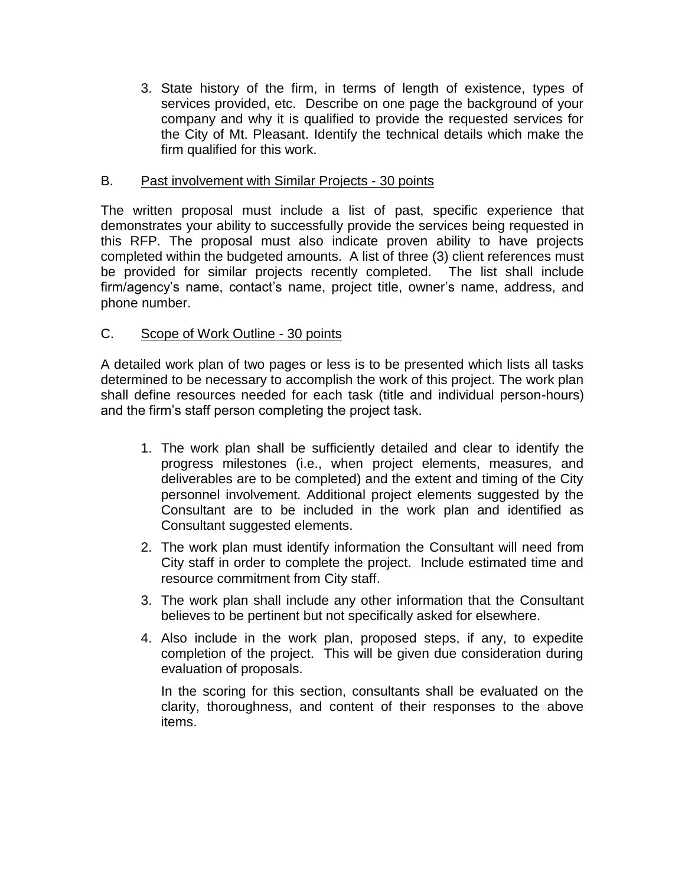3. State history of the firm, in terms of length of existence, types of services provided, etc. Describe on one page the background of your company and why it is qualified to provide the requested services for the City of Mt. Pleasant. Identify the technical details which make the firm qualified for this work.

B. Past involvement with Similar Projects - 30 points

The written proposal must include a list of past, specific experience that demonstrates your ability to successfully provide the services being requested in this RFP. The proposal must also indicate proven ability to have projects completed within the budgeted amounts. A list of three (3) client references must be provided for similar projects recently completed. The list shall include firm/agency's name, contact's name, project title, owner's name, address, and phone number.

C. Scope of Work Outline - 30 points

A detailed work plan of two pages or less is to be presented which lists all tasks determined to be necessary to accomplish the work of this project. The work plan shall define resources needed for each task (title and individual person-hours) and the firm's staff person completing the project task.

1. The work plan shall be sufficiently detailed and clear to identify the progress milestones (i.e., when project elements, measures, and deliverables are to be completed) and the extent and timing of the City personnel involvement. Additional project elements suggested by the Consultant are to be included in the work plan and identified as Consultant suggested elements.
2. The work plan must identify information the Consultant will need from City staff in order to complete the project. Include estimated time and resource commitment from City staff.
3. The work plan shall include any other information that the Consultant believes to be pertinent but not specifically asked for elsewhere.
4. Also include in the work plan, proposed steps, if any, to expedite completion of the project. This will be given due consideration during evaluation of proposals.

   In the scoring for this section, consultants shall be evaluated on the clarity, thoroughness, and content of their responses to the above items.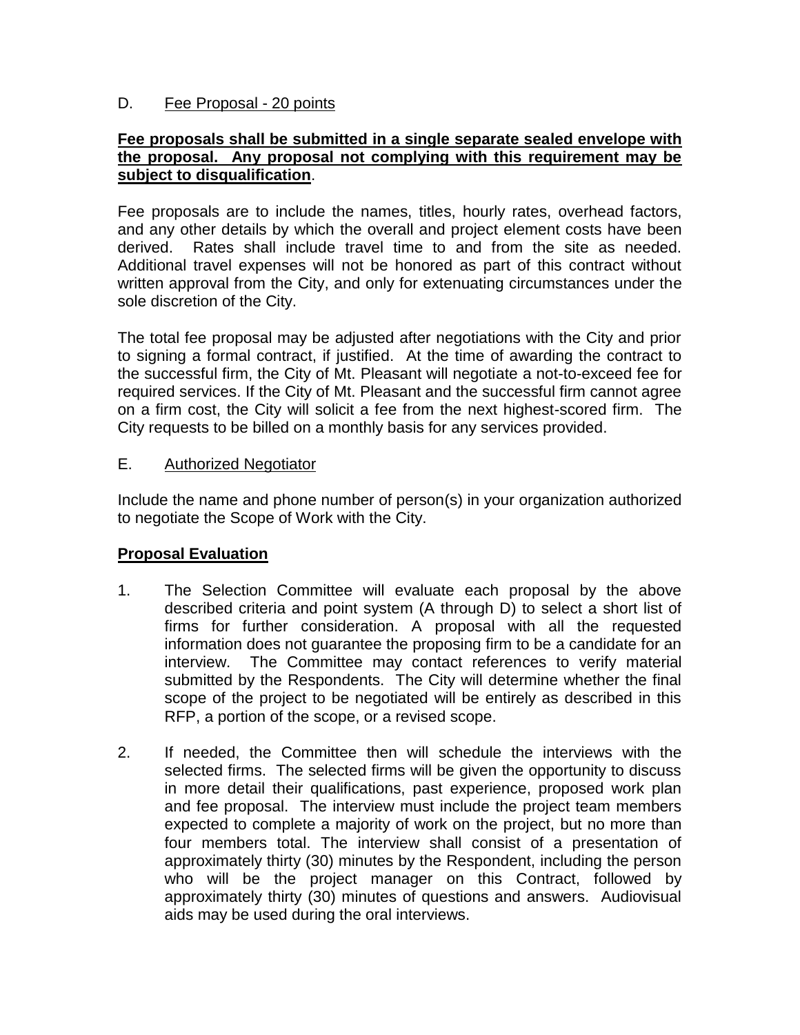D. Fee Proposal - 20 points

**Fee proposals shall be submitted in a single separate sealed envelope with the proposal. Any proposal not complying with this requirement may be subject to disqualification**.

Fee proposals are to include the names, titles, hourly rates, overhead factors, and any other details by which the overall and project element costs have been derived. Rates shall include travel time to and from the site as needed. Additional travel expenses will not be honored as part of this contract without written approval from the City, and only for extenuating circumstances under the sole discretion of the City.

The total fee proposal may be adjusted after negotiations with the City and prior to signing a formal contract, if justified. At the time of awarding the contract to the successful firm, the City of Mt. Pleasant will negotiate a not-to-exceed fee for required services. If the City of Mt. Pleasant and the successful firm cannot agree on a firm cost, the City will solicit a fee from the next highest-scored firm. The City requests to be billed on a monthly basis for any services provided.

E. Authorized Negotiator

Include the name and phone number of person(s) in your organization authorized to negotiate the Scope of Work with the City.

**Proposal Evaluation**

1. The Selection Committee will evaluate each proposal by the above described criteria and point system (A through D) to select a short list of firms for further consideration. A proposal with all the requested information does not guarantee the proposing firm to be a candidate for an interview. The Committee may contact references to verify material submitted by the Respondents. The City will determine whether the final scope of the project to be negotiated will be entirely as described in this RFP, a portion of the scope, or a revised scope.

2. If needed, the Committee then will schedule the interviews with the selected firms. The selected firms will be given the opportunity to discuss in more detail their qualifications, past experience, proposed work plan and fee proposal. The interview must include the project team members expected to complete a majority of work on the project, but no more than four members total. The interview shall consist of a presentation of approximately thirty (30) minutes by the Respondent, including the person who will be the project manager on this Contract, followed by approximately thirty (30) minutes of questions and answers. Audiovisual aids may be used during the oral interviews.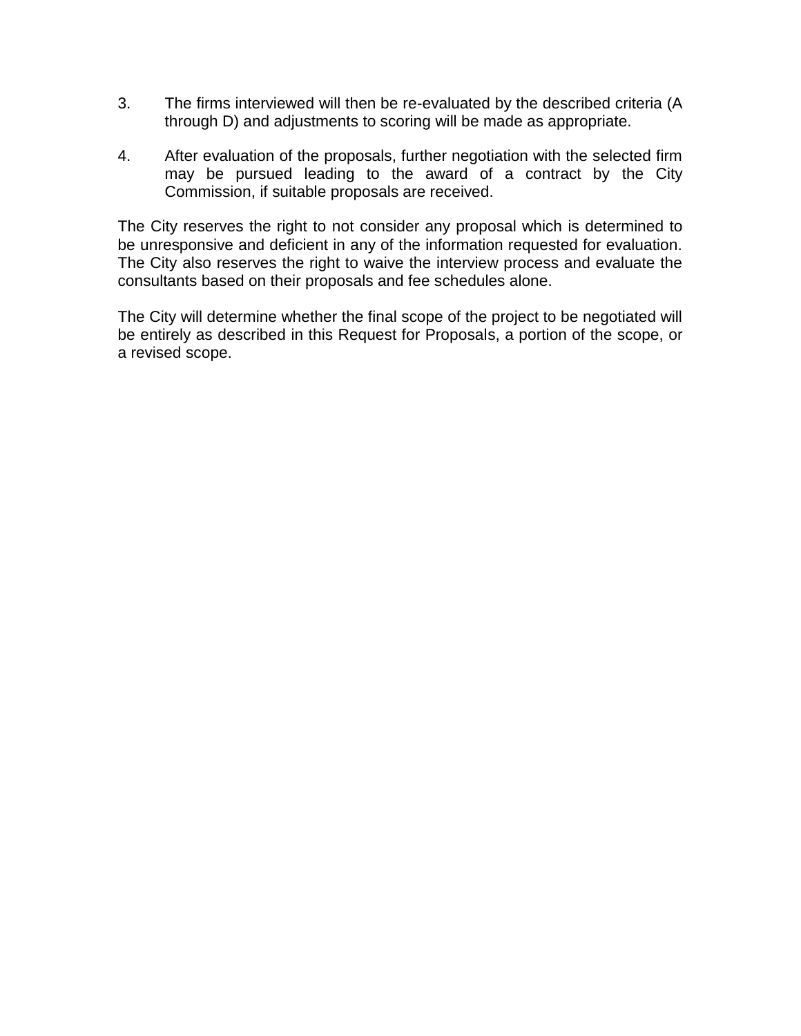3. The firms interviewed will then be re-evaluated by the described criteria (A through D) and adjustments to scoring will be made as appropriate.

4. After evaluation of the proposals, further negotiation with the selected firm may be pursued leading to the award of a contract by the City Commission, if suitable proposals are received.

The City reserves the right to not consider any proposal which is determined to be unresponsive and deficient in any of the information requested for evaluation. The City also reserves the right to waive the interview process and evaluate the consultants based on their proposals and fee schedules alone.

The City will determine whether the final scope of the project to be negotiated will be entirely as described in this Request for Proposals, a portion of the scope, or a revised scope.